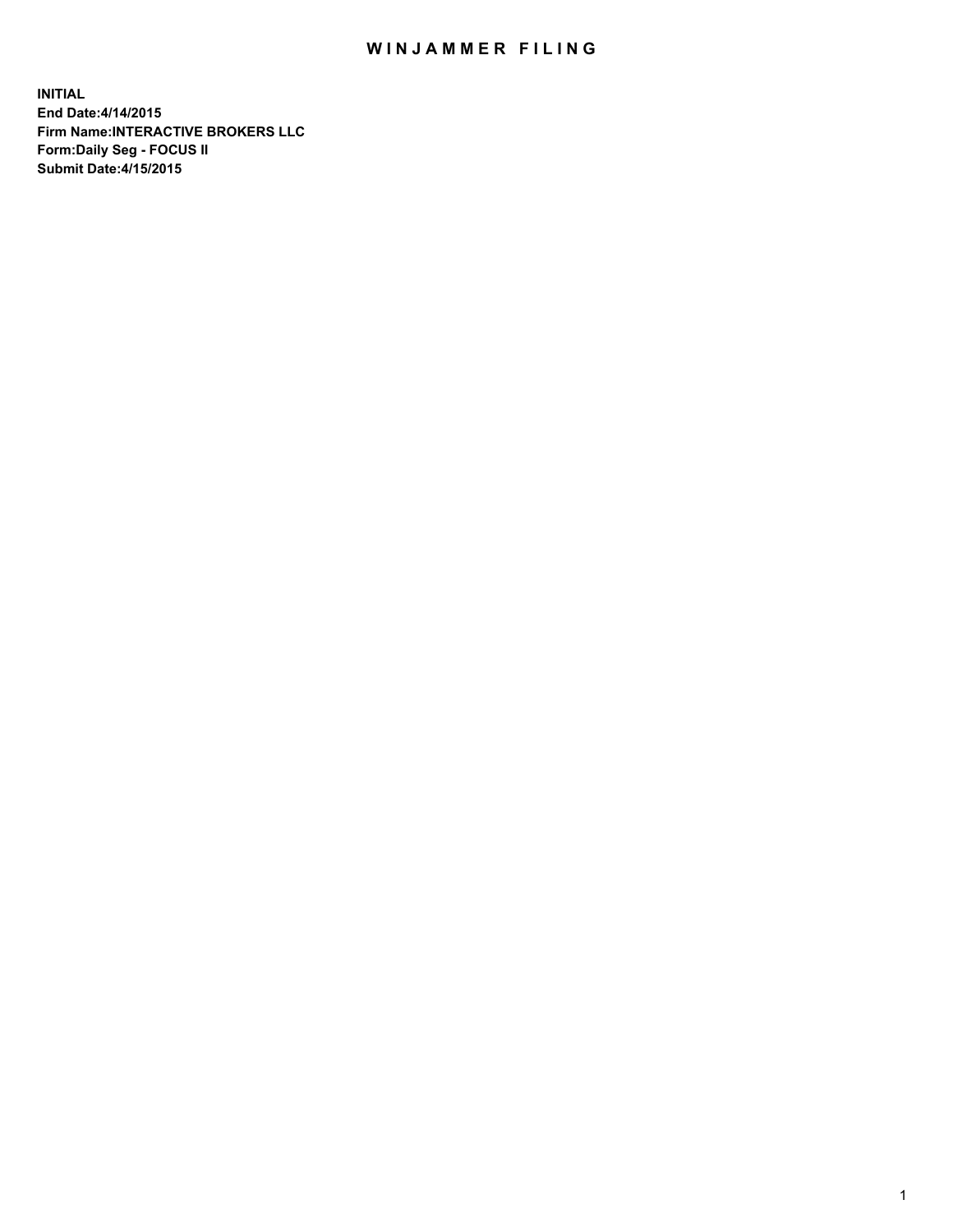# WINJAMMER FILING

**INITIAL**
**End Date:4/14/2015**
**Firm Name:INTERACTIVE BROKERS LLC**
**Form:Daily Seg - FOCUS II**
**Submit Date:4/15/2015**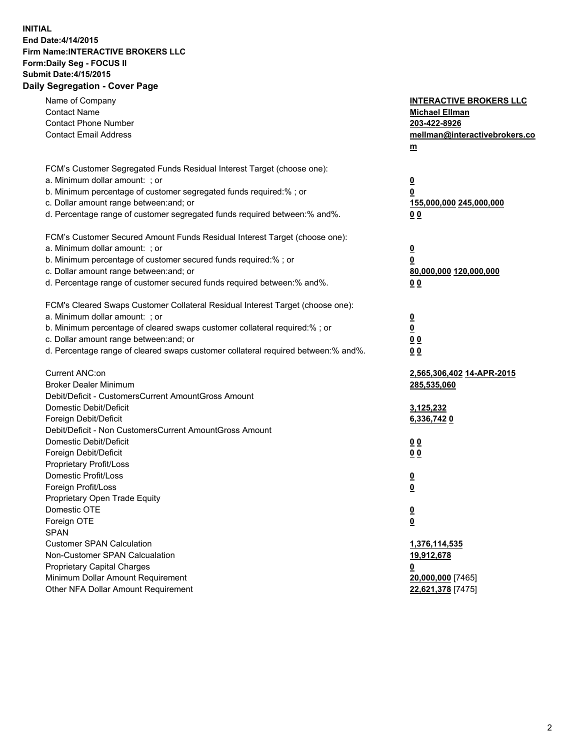**INITIAL**
**End Date:4/14/2015**
**Firm Name:INTERACTIVE BROKERS LLC**
**Form:Daily Seg - FOCUS II**
**Submit Date:4/15/2015**

## Daily Segregation - Cover Page

| | |
|---|---|
| Name of Company | **INTERACTIVE BROKERS LLC** |
| Contact Name | **Michael Ellman** |
| Contact Phone Number | **203-422-8926** |
| Contact Email Address | **mellman@interactivebrokers.com** |
| FCM's Customer Segregated Funds Residual Interest Target (choose one): | |
| a. Minimum dollar amount: ; or | **0** |
| b. Minimum percentage of customer segregated funds required:% ; or | **0** |
| c. Dollar amount range between:and; or | **155,000,000 245,000,000** |
| d. Percentage range of customer segregated funds required between:% and%. | **0 0** |
| FCM's Customer Secured Amount Funds Residual Interest Target (choose one): | |
| a. Minimum dollar amount: ; or | **0** |
| b. Minimum percentage of customer secured funds required:% ; or | **0** |
| c. Dollar amount range between:and; or | **80,000,000 120,000,000** |
| d. Percentage range of customer secured funds required between:% and%. | **0 0** |
| FCM's Cleared Swaps Customer Collateral Residual Interest Target (choose one): | |
| a. Minimum dollar amount: ; or | **0** |
| b. Minimum percentage of cleared swaps customer collateral required:% ; or | **0** |
| c. Dollar amount range between:and; or | **0 0** |
| d. Percentage range of cleared swaps customer collateral required between:% and%. | **0 0** |
| Current ANC:on | **2,565,306,402 14-APR-2015** |
| Broker Dealer Minimum | **285,535,060** |
| Debit/Deficit - CustomersCurrent AmountGross Amount | |
| Domestic Debit/Deficit | **3,125,232** |
| Foreign Debit/Deficit | **6,336,742 0** |
| Debit/Deficit - Non CustomersCurrent AmountGross Amount | |
| Domestic Debit/Deficit | **0 0** |
| Foreign Debit/Deficit | **0 0** |
| Proprietary Profit/Loss | |
| Domestic Profit/Loss | **0** |
| Foreign Profit/Loss | **0** |
| Proprietary Open Trade Equity | |
| Domestic OTE | **0** |
| Foreign OTE | **0** |
| SPAN | |
| Customer SPAN Calculation | **1,376,114,535** |
| Non-Customer SPAN Calcualation | **19,912,678** |
| Proprietary Capital Charges | **0** |
| Minimum Dollar Amount Requirement | **20,000,000** [7465] |
| Other NFA Dollar Amount Requirement | **22,621,378** [7475] |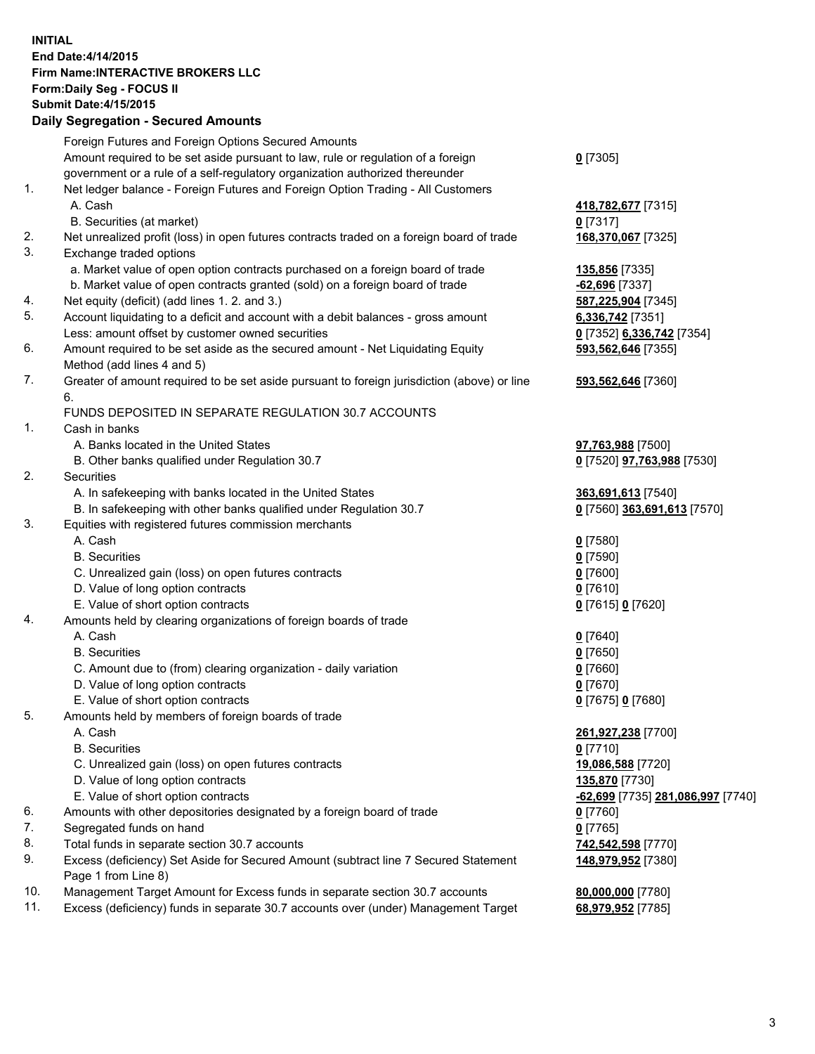**INITIAL**
**End Date:4/14/2015**
**Firm Name:INTERACTIVE BROKERS LLC**
**Form:Daily Seg - FOCUS II**
**Submit Date:4/15/2015**

### Daily Segregation - Secured Amounts

| | | |
|---|---|---|
| | Foreign Futures and Foreign Options Secured Amounts | |
| | Amount required to be set aside pursuant to law, rule or regulation of a foreign government or a rule of a self-regulatory organization authorized thereunder | **0** [7305] |
| 1. | Net ledger balance - Foreign Futures and Foreign Option Trading - All Customers | |
| | A. Cash | **418,782,677** [7315] |
| | B. Securities (at market) | **0** [7317] |
| 2. | Net unrealized profit (loss) in open futures contracts traded on a foreign board of trade | **168,370,067** [7325] |
| 3. | Exchange traded options | |
| | a. Market value of open option contracts purchased on a foreign board of trade | **135,856** [7335] |
| | b. Market value of open contracts granted (sold) on a foreign board of trade | **-62,696** [7337] |
| 4. | Net equity (deficit) (add lines 1. 2. and 3.) | **587,225,904** [7345] |
| 5. | Account liquidating to a deficit and account with a debit balances - gross amount | **6,336,742** [7351] |
| | Less: amount offset by customer owned securities | **0** [7352] **6,336,742** [7354] |
| 6. | Amount required to be set aside as the secured amount - Net Liquidating Equity Method (add lines 4 and 5) | **593,562,646** [7355] |
| 7. | Greater of amount required to be set aside pursuant to foreign jurisdiction (above) or line 6. | **593,562,646** [7360] |
| | FUNDS DEPOSITED IN SEPARATE REGULATION 30.7 ACCOUNTS | |
| 1. | Cash in banks | |
| | A. Banks located in the United States | **97,763,988** [7500] |
| | B. Other banks qualified under Regulation 30.7 | **0** [7520] **97,763,988** [7530] |
| 2. | Securities | |
| | A. In safekeeping with banks located in the United States | **363,691,613** [7540] |
| | B. In safekeeping with other banks qualified under Regulation 30.7 | **0** [7560] **363,691,613** [7570] |
| 3. | Equities with registered futures commission merchants | |
| | A. Cash | **0** [7580] |
| | B. Securities | **0** [7590] |
| | C. Unrealized gain (loss) on open futures contracts | **0** [7600] |
| | D. Value of long option contracts | **0** [7610] |
| | E. Value of short option contracts | **0** [7615] **0** [7620] |
| 4. | Amounts held by clearing organizations of foreign boards of trade | |
| | A. Cash | **0** [7640] |
| | B. Securities | **0** [7650] |
| | C. Amount due to (from) clearing organization - daily variation | **0** [7660] |
| | D. Value of long option contracts | **0** [7670] |
| | E. Value of short option contracts | **0** [7675] **0** [7680] |
| 5. | Amounts held by members of foreign boards of trade | |
| | A. Cash | **261,927,238** [7700] |
| | B. Securities | **0** [7710] |
| | C. Unrealized gain (loss) on open futures contracts | **19,086,588** [7720] |
| | D. Value of long option contracts | **135,870** [7730] |
| | E. Value of short option contracts | **-62,699** [7735] **281,086,997** [7740] |
| 6. | Amounts with other depositories designated by a foreign board of trade | **0** [7760] |
| 7. | Segregated funds on hand | **0** [7765] |
| 8. | Total funds in separate section 30.7 accounts | **742,542,598** [7770] |
| 9. | Excess (deficiency) Set Aside for Secured Amount (subtract line 7 Secured Statement Page 1 from Line 8) | **148,979,952** [7380] |
| 10. | Management Target Amount for Excess funds in separate section 30.7 accounts | **80,000,000** [7780] |
| 11. | Excess (deficiency) funds in separate 30.7 accounts over (under) Management Target | **68,979,952** [7785] |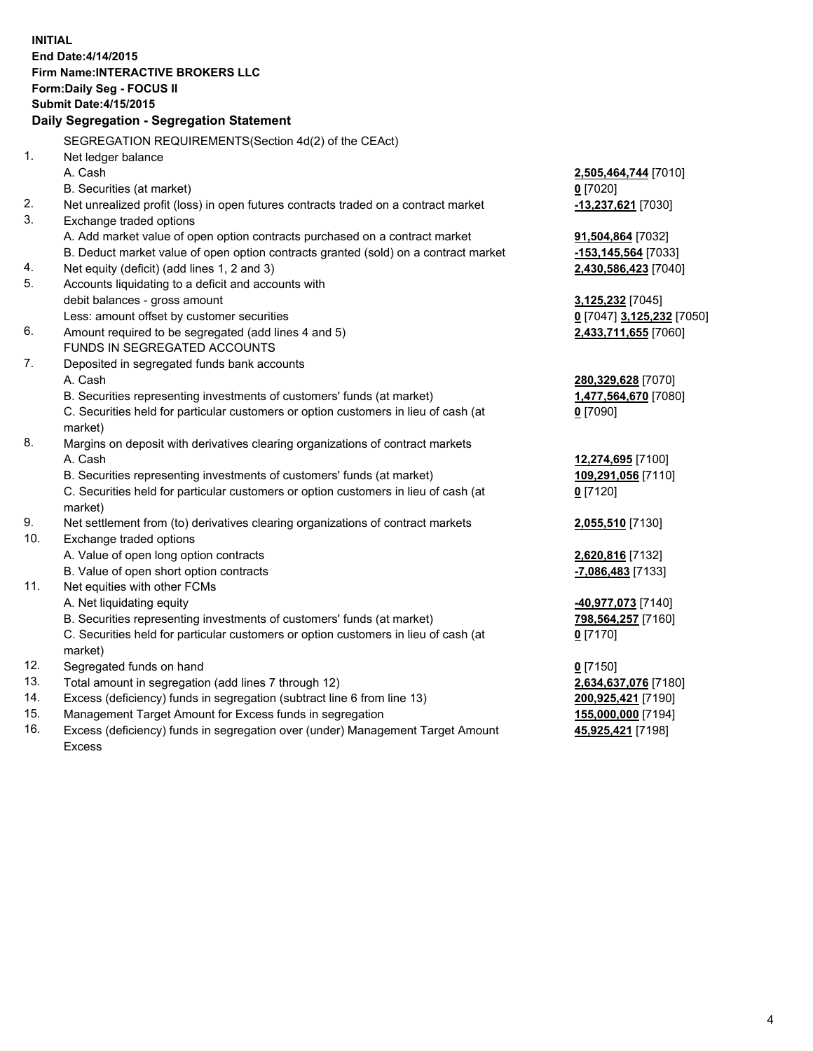**INITIAL**
**End Date:4/14/2015**
**Firm Name:INTERACTIVE BROKERS LLC**
**Form:Daily Seg - FOCUS II**
**Submit Date:4/15/2015**

**Daily Segregation - Segregation Statement**

SEGREGATION REQUIREMENTS(Section 4d(2) of the CEAct)

| | | |
|---|---|---|
| 1. | Net ledger balance | |
| | A. Cash | **2,505,464,744** [7010] |
| | B. Securities (at market) | **0** [7020] |
| 2. | Net unrealized profit (loss) in open futures contracts traded on a contract market | **-13,237,621** [7030] |
| 3. | Exchange traded options | |
| | A. Add market value of open option contracts purchased on a contract market | **91,504,864** [7032] |
| | B. Deduct market value of open option contracts granted (sold) on a contract market | **-153,145,564** [7033] |
| 4. | Net equity (deficit) (add lines 1, 2 and 3) | **2,430,586,423** [7040] |
| 5. | Accounts liquidating to a deficit and accounts with debit balances - gross amount | **3,125,232** [7045] |
| | Less: amount offset by customer securities | **0** [7047] **3,125,232** [7050] |
| 6. | Amount required to be segregated (add lines 4 and 5) | **2,433,711,655** [7060] |
| | FUNDS IN SEGREGATED ACCOUNTS | |
| 7. | Deposited in segregated funds bank accounts | |
| | A. Cash | **280,329,628** [7070] |
| | B. Securities representing investments of customers' funds (at market) | **1,477,564,670** [7080] |
| | C. Securities held for particular customers or option customers in lieu of cash (at market) | **0** [7090] |
| 8. | Margins on deposit with derivatives clearing organizations of contract markets | |
| | A. Cash | **12,274,695** [7100] |
| | B. Securities representing investments of customers' funds (at market) | **109,291,056** [7110] |
| | C. Securities held for particular customers or option customers in lieu of cash (at market) | **0** [7120] |
| 9. | Net settlement from (to) derivatives clearing organizations of contract markets | **2,055,510** [7130] |
| 10. | Exchange traded options | |
| | A. Value of open long option contracts | **2,620,816** [7132] |
| | B. Value of open short option contracts | **-7,086,483** [7133] |
| 11. | Net equities with other FCMs | |
| | A. Net liquidating equity | **-40,977,073** [7140] |
| | B. Securities representing investments of customers' funds (at market) | **798,564,257** [7160] |
| | C. Securities held for particular customers or option customers in lieu of cash (at market) | **0** [7170] |
| 12. | Segregated funds on hand | **0** [7150] |
| 13. | Total amount in segregation (add lines 7 through 12) | **2,634,637,076** [7180] |
| 14. | Excess (deficiency) funds in segregation (subtract line 6 from line 13) | **200,925,421** [7190] |
| 15. | Management Target Amount for Excess funds in segregation | **155,000,000** [7194] |
| 16. | Excess (deficiency) funds in segregation over (under) Management Target Amount Excess | **45,925,421** [7198] |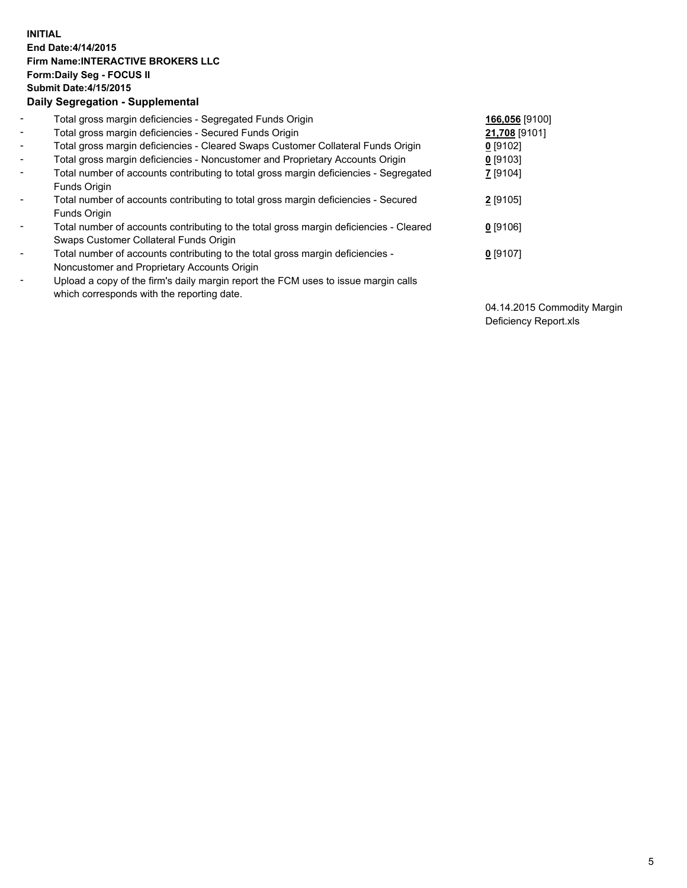**INITIAL**
**End Date:4/14/2015**
**Firm Name:INTERACTIVE BROKERS LLC**
**Form:Daily Seg - FOCUS II**
**Submit Date:4/15/2015**

## Daily Segregation - Supplemental

| | | |
|---|---|---|
| - | Total gross margin deficiencies - Segregated Funds Origin | **166,056** [9100] |
| - | Total gross margin deficiencies - Secured Funds Origin | **21,708** [9101] |
| - | Total gross margin deficiencies - Cleared Swaps Customer Collateral Funds Origin | **0** [9102] |
| - | Total gross margin deficiencies - Noncustomer and Proprietary Accounts Origin | **0** [9103] |
| - | Total number of accounts contributing to total gross margin deficiencies - Segregated Funds Origin | **7** [9104] |
| - | Total number of accounts contributing to total gross margin deficiencies - Secured Funds Origin | **2** [9105] |
| - | Total number of accounts contributing to the total gross margin deficiencies - Cleared Swaps Customer Collateral Funds Origin | **0** [9106] |
| - | Total number of accounts contributing to the total gross margin deficiencies - Noncustomer and Proprietary Accounts Origin | **0** [9107] |
| - | Upload a copy of the firm's daily margin report the FCM uses to issue margin calls which corresponds with the reporting date. | 04.14.2015 Commodity Margin Deficiency Report.xls |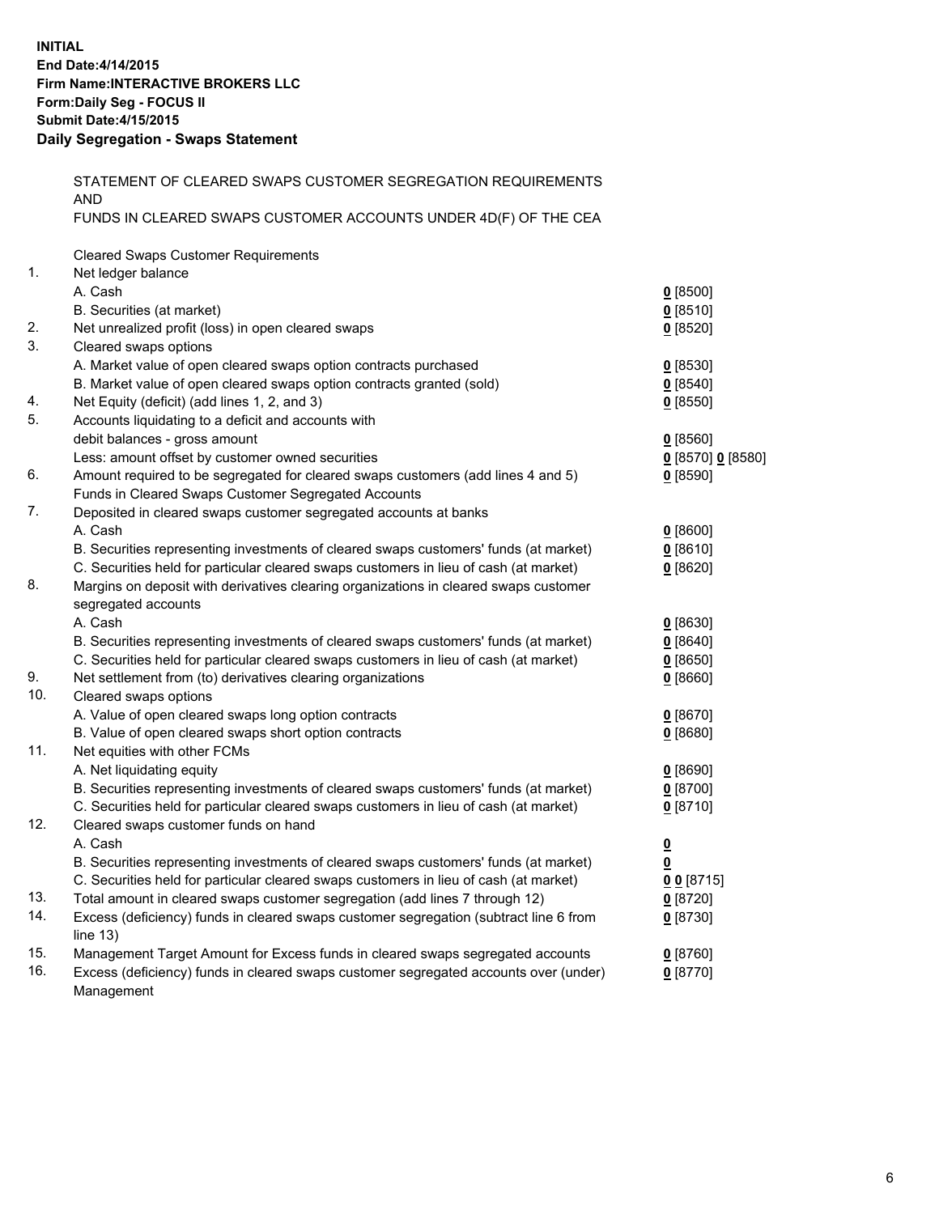**INITIAL**
**End Date:4/14/2015**
**Firm Name:INTERACTIVE BROKERS LLC**
**Form:Daily Seg - FOCUS II**
**Submit Date:4/15/2015**
**Daily Segregation - Swaps Statement**

STATEMENT OF CLEARED SWAPS CUSTOMER SEGREGATION REQUIREMENTS AND FUNDS IN CLEARED SWAPS CUSTOMER ACCOUNTS UNDER 4D(F) OF THE CEA

| | | |
|---|---|---|
| | Cleared Swaps Customer Requirements | |
| 1. | Net ledger balance | |
| | A. Cash | 0 [8500] |
| | B. Securities (at market) | 0 [8510] |
| 2. | Net unrealized profit (loss) in open cleared swaps | 0 [8520] |
| 3. | Cleared swaps options | |
| | A. Market value of open cleared swaps option contracts purchased | 0 [8530] |
| | B. Market value of open cleared swaps option contracts granted (sold) | 0 [8540] |
| 4. | Net Equity (deficit) (add lines 1, 2, and 3) | 0 [8550] |
| 5. | Accounts liquidating to a deficit and accounts with debit balances - gross amount | 0 [8560] |
| | Less: amount offset by customer owned securities | 0 [8570] 0 [8580] |
| 6. | Amount required to be segregated for cleared swaps customers (add lines 4 and 5) | 0 [8590] |
| | Funds in Cleared Swaps Customer Segregated Accounts | |
| 7. | Deposited in cleared swaps customer segregated accounts at banks | |
| | A. Cash | 0 [8600] |
| | B. Securities representing investments of cleared swaps customers' funds (at market) | 0 [8610] |
| | C. Securities held for particular cleared swaps customers in lieu of cash (at market) | 0 [8620] |
| 8. | Margins on deposit with derivatives clearing organizations in cleared swaps customer segregated accounts | |
| | A. Cash | 0 [8630] |
| | B. Securities representing investments of cleared swaps customers' funds (at market) | 0 [8640] |
| | C. Securities held for particular cleared swaps customers in lieu of cash (at market) | 0 [8650] |
| 9. | Net settlement from (to) derivatives clearing organizations | 0 [8660] |
| 10. | Cleared swaps options | |
| | A. Value of open cleared swaps long option contracts | 0 [8670] |
| | B. Value of open cleared swaps short option contracts | 0 [8680] |
| 11. | Net equities with other FCMs | |
| | A. Net liquidating equity | 0 [8690] |
| | B. Securities representing investments of cleared swaps customers' funds (at market) | 0 [8700] |
| | C. Securities held for particular cleared swaps customers in lieu of cash (at market) | 0 [8710] |
| 12. | Cleared swaps customer funds on hand | |
| | A. Cash | 0 |
| | B. Securities representing investments of cleared swaps customers' funds (at market) | 0 |
| | C. Securities held for particular cleared swaps customers in lieu of cash (at market) | 0 0 [8715] |
| 13. | Total amount in cleared swaps customer segregation (add lines 7 through 12) | 0 [8720] |
| 14. | Excess (deficiency) funds in cleared swaps customer segregation (subtract line 6 from line 13) | 0 [8730] |
| 15. | Management Target Amount for Excess funds in cleared swaps segregated accounts | 0 [8760] |
| 16. | Excess (deficiency) funds in cleared swaps customer segregated accounts over (under) Management | 0 [8770] |